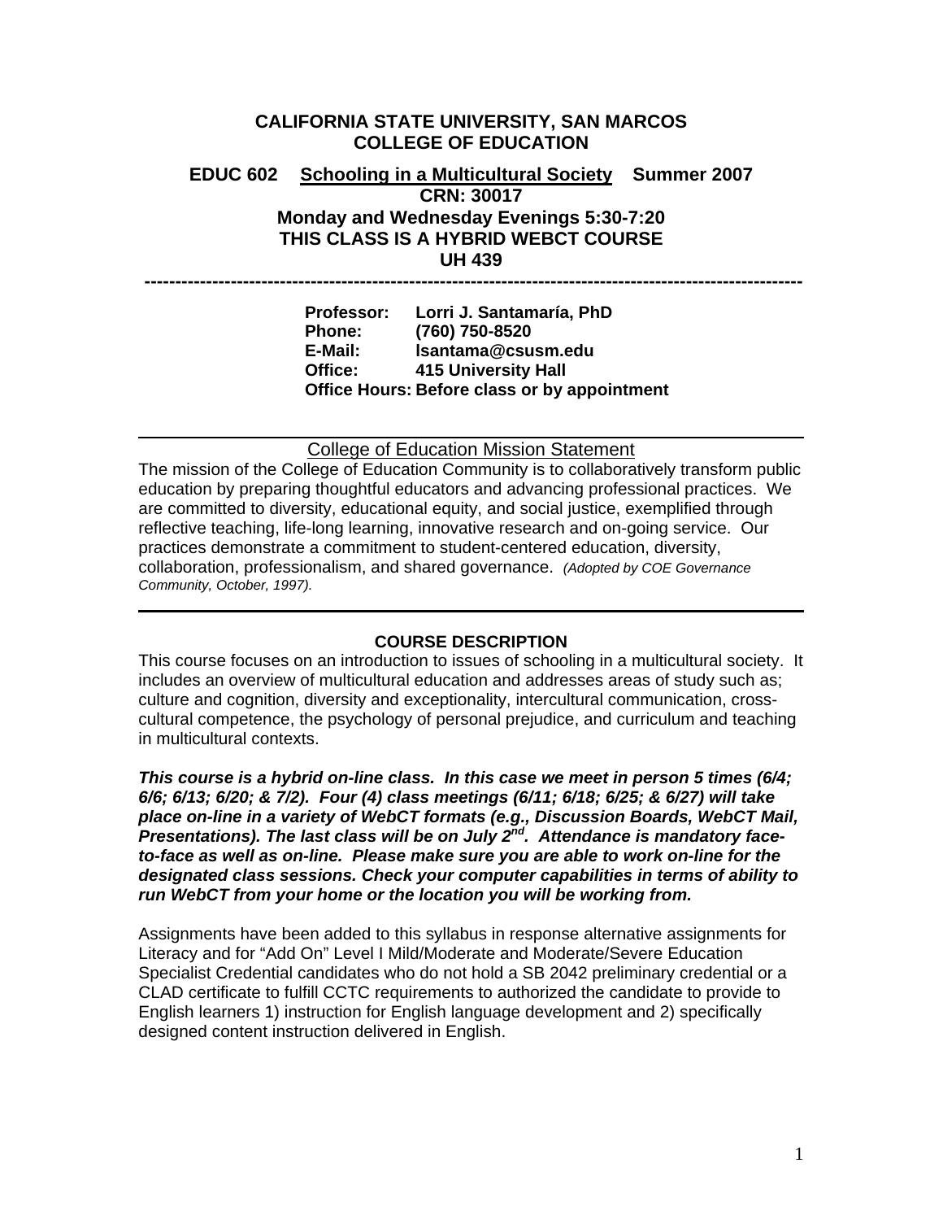**CALIFORNIA STATE UNIVERSITY, SAN MARCOS**
**COLLEGE OF EDUCATION**

**EDUC 602 <u>Schooling in a Multicultural Society</u> Summer 2007**
**CRN: 30017**
**Monday and Wednesday Evenings 5:30-7:20**
**THIS CLASS IS A HYBRID WEBCT COURSE**
**UH 439**

---

**Professor:** **Lorri J. Santamaría, PhD**
**Phone:** **(760) 750-8520**
**E-Mail:** **lsantama@csusm.edu**
**Office:** **415 University Hall**
**Office Hours: Before class or by appointment**

---

<u>College of Education Mission Statement</u>

The mission of the College of Education Community is to collaboratively transform public education by preparing thoughtful educators and advancing professional practices. We are committed to diversity, educational equity, and social justice, exemplified through reflective teaching, life-long learning, innovative research and on-going service. Our practices demonstrate a commitment to student-centered education, diversity, collaboration, professionalism, and shared governance. *(Adopted by COE Governance Community, October, 1997).*

---

## COURSE DESCRIPTION

This course focuses on an introduction to issues of schooling in a multicultural society. It includes an overview of multicultural education and addresses areas of study such as; culture and cognition, diversity and exceptionality, intercultural communication, cross-cultural competence, the psychology of personal prejudice, and curriculum and teaching in multicultural contexts.

***This course is a hybrid on-line class. In this case we meet in person 5 times (6/4; 6/6; 6/13; 6/20; & 7/2). Four (4) class meetings (6/11; 6/18; 6/25; & 6/27) will take place on-line in a variety of WebCT formats (e.g., Discussion Boards, WebCT Mail, Presentations). The last class will be on July 2nd. Attendance is mandatory face-to-face as well as on-line. Please make sure you are able to work on-line for the designated class sessions. Check your computer capabilities in terms of ability to run WebCT from your home or the location you will be working from.***

Assignments have been added to this syllabus in response alternative assignments for Literacy and for "Add On" Level I Mild/Moderate and Moderate/Severe Education Specialist Credential candidates who do not hold a SB 2042 preliminary credential or a CLAD certificate to fulfill CCTC requirements to authorized the candidate to provide to English learners 1) instruction for English language development and 2) specifically designed content instruction delivered in English.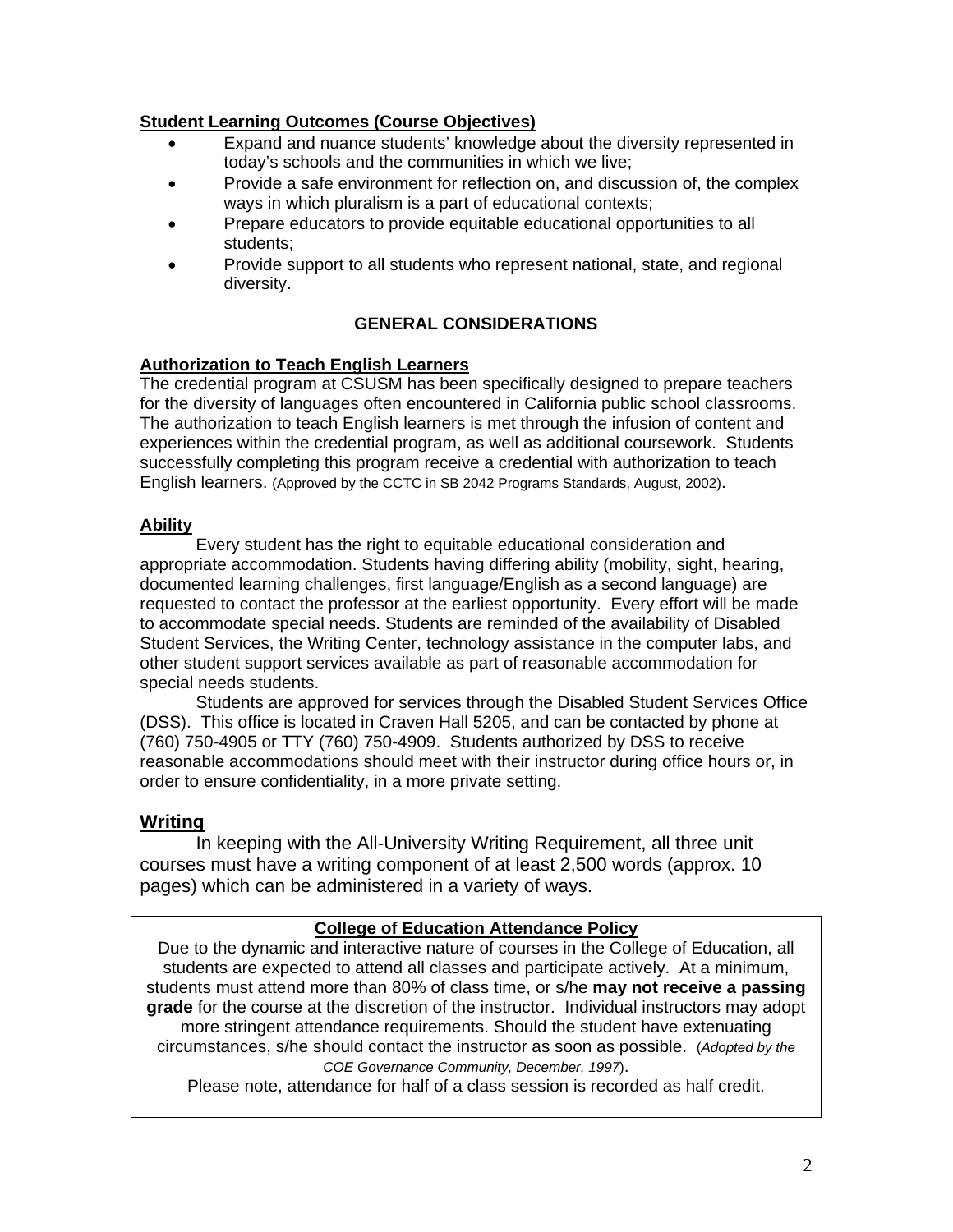**Student Learning Outcomes (Course Objectives)**

- Expand and nuance students' knowledge about the diversity represented in today's schools and the communities in which we live;
- Provide a safe environment for reflection on, and discussion of, the complex ways in which pluralism is a part of educational contexts;
- Prepare educators to provide equitable educational opportunities to all students;
- Provide support to all students who represent national, state, and regional diversity.

## GENERAL CONSIDERATIONS

**Authorization to Teach English Learners**

The credential program at CSUSM has been specifically designed to prepare teachers for the diversity of languages often encountered in California public school classrooms. The authorization to teach English learners is met through the infusion of content and experiences within the credential program, as well as additional coursework. Students successfully completing this program receive a credential with authorization to teach English learners. (Approved by the CCTC in SB 2042 Programs Standards, August, 2002).

**Ability**

Every student has the right to equitable educational consideration and appropriate accommodation. Students having differing ability (mobility, sight, hearing, documented learning challenges, first language/English as a second language) are requested to contact the professor at the earliest opportunity. Every effort will be made to accommodate special needs. Students are reminded of the availability of Disabled Student Services, the Writing Center, technology assistance in the computer labs, and other student support services available as part of reasonable accommodation for special needs students.

Students are approved for services through the Disabled Student Services Office (DSS). This office is located in Craven Hall 5205, and can be contacted by phone at (760) 750-4905 or TTY (760) 750-4909. Students authorized by DSS to receive reasonable accommodations should meet with their instructor during office hours or, in order to ensure confidentiality, in a more private setting.

**Writing**

In keeping with the All-University Writing Requirement, all three unit courses must have a writing component of at least 2,500 words (approx. 10 pages) which can be administered in a variety of ways.

**College of Education Attendance Policy**

Due to the dynamic and interactive nature of courses in the College of Education, all students are expected to attend all classes and participate actively. At a minimum, students must attend more than 80% of class time, or s/he **may not receive a passing grade** for the course at the discretion of the instructor. Individual instructors may adopt more stringent attendance requirements. Should the student have extenuating circumstances, s/he should contact the instructor as soon as possible. (*Adopted by the COE Governance Community, December, 1997*).

Please note, attendance for half of a class session is recorded as half credit.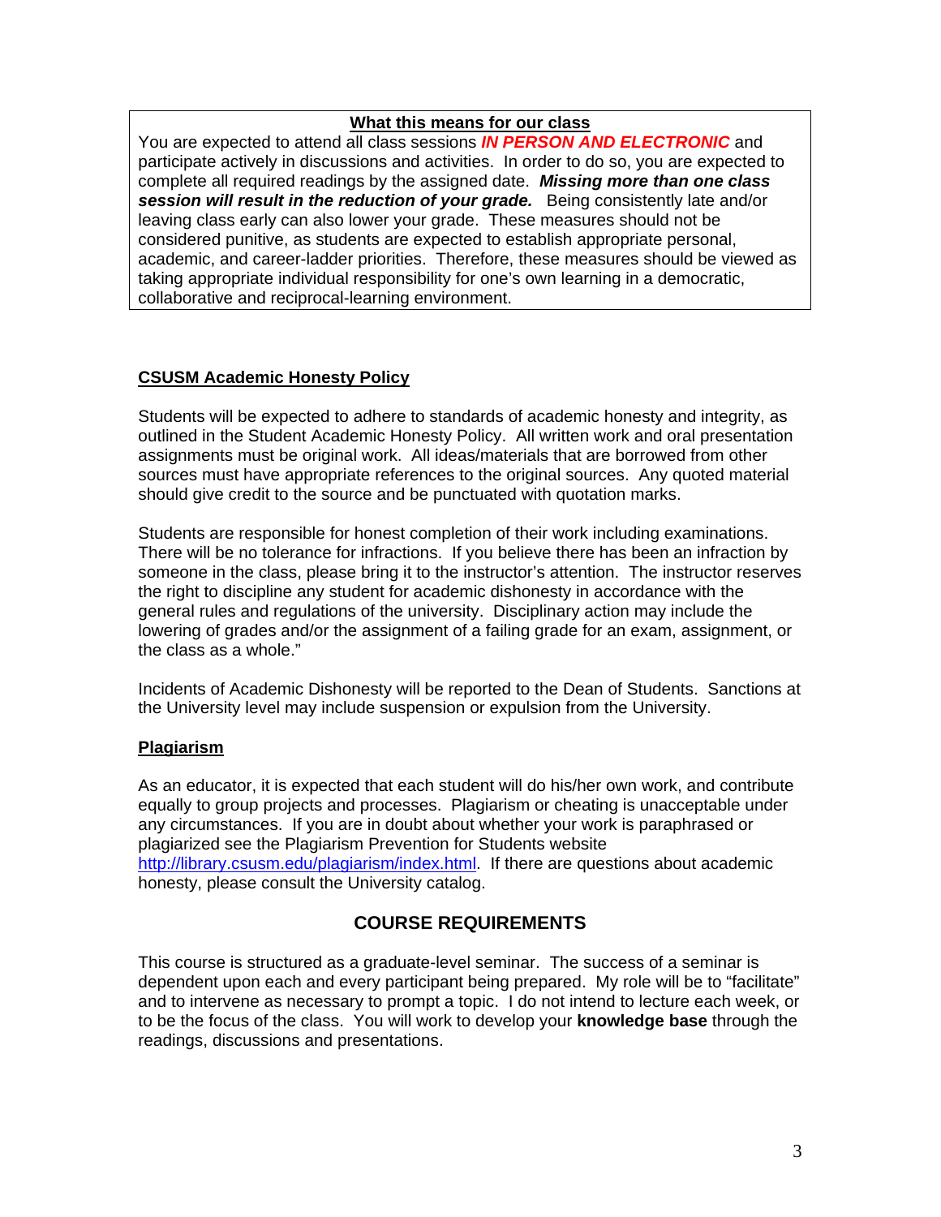**What this means for our class**

You are expected to attend all class sessions ***IN PERSON AND ELECTRONIC*** and participate actively in discussions and activities. In order to do so, you are expected to complete all required readings by the assigned date. ***Missing more than one class session will result in the reduction of your grade.*** Being consistently late and/or leaving class early can also lower your grade. These measures should not be considered punitive, as students are expected to establish appropriate personal, academic, and career-ladder priorities. Therefore, these measures should be viewed as taking appropriate individual responsibility for one's own learning in a democratic, collaborative and reciprocal-learning environment.

## CSUSM Academic Honesty Policy

Students will be expected to adhere to standards of academic honesty and integrity, as outlined in the Student Academic Honesty Policy. All written work and oral presentation assignments must be original work. All ideas/materials that are borrowed from other sources must have appropriate references to the original sources. Any quoted material should give credit to the source and be punctuated with quotation marks.

Students are responsible for honest completion of their work including examinations. There will be no tolerance for infractions. If you believe there has been an infraction by someone in the class, please bring it to the instructor's attention. The instructor reserves the right to discipline any student for academic dishonesty in accordance with the general rules and regulations of the university. Disciplinary action may include the lowering of grades and/or the assignment of a failing grade for an exam, assignment, or the class as a whole."

Incidents of Academic Dishonesty will be reported to the Dean of Students. Sanctions at the University level may include suspension or expulsion from the University.

## Plagiarism

As an educator, it is expected that each student will do his/her own work, and contribute equally to group projects and processes. Plagiarism or cheating is unacceptable under any circumstances. If you are in doubt about whether your work is paraphrased or plagiarized see the Plagiarism Prevention for Students website http://library.csusm.edu/plagiarism/index.html. If there are questions about academic honesty, please consult the University catalog.

# COURSE REQUIREMENTS

This course is structured as a graduate-level seminar. The success of a seminar is dependent upon each and every participant being prepared. My role will be to "facilitate" and to intervene as necessary to prompt a topic. I do not intend to lecture each week, or to be the focus of the class. You will work to develop your **knowledge base** through the readings, discussions and presentations.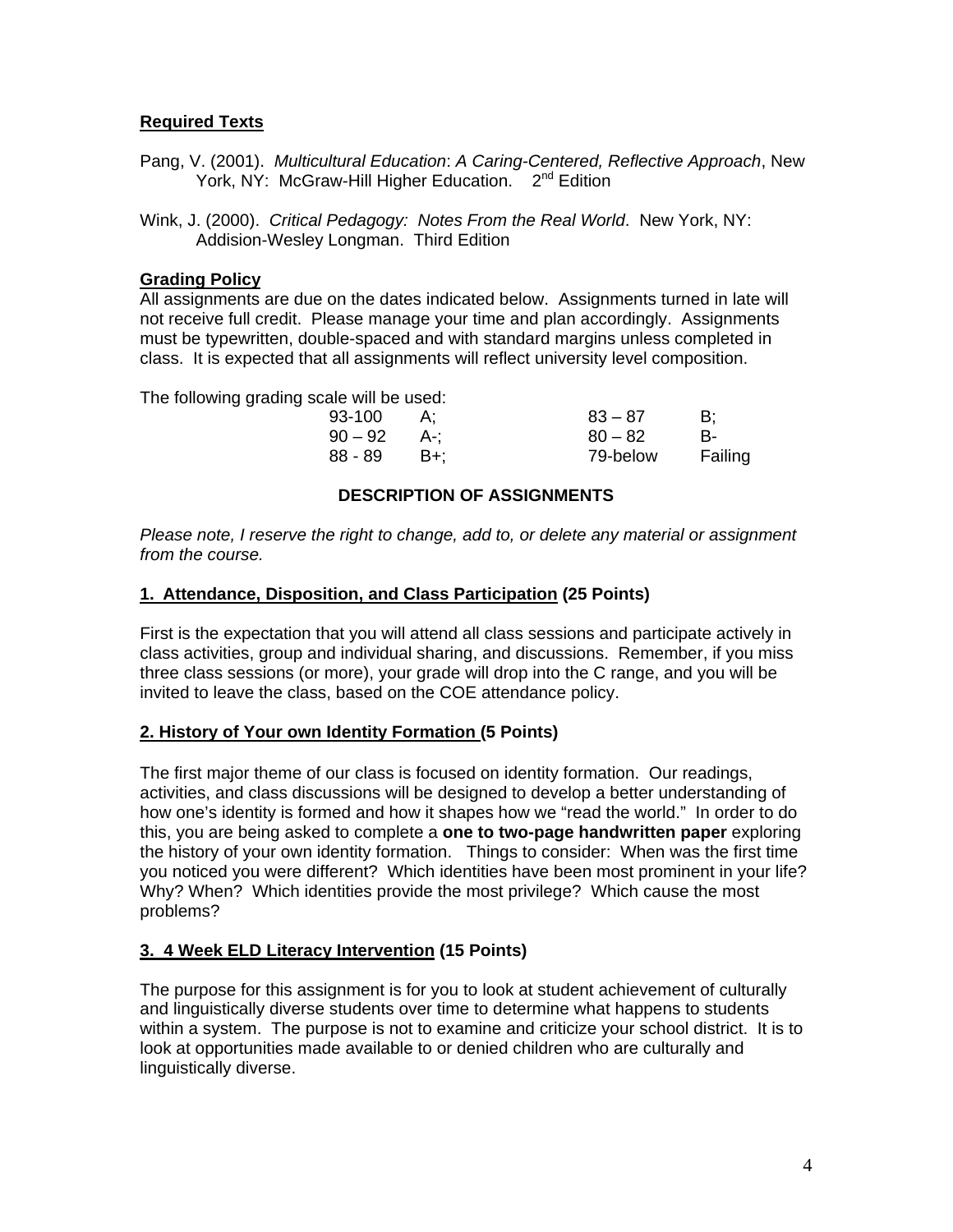**Required Texts**

Pang, V. (2001). *Multicultural Education*: *A Caring-Centered, Reflective Approach*, New York, NY: McGraw-Hill Higher Education. 2nd Edition

Wink, J. (2000). *Critical Pedagogy: Notes From the Real World*. New York, NY: Addision-Wesley Longman. Third Edition

**Grading Policy**

All assignments are due on the dates indicated below. Assignments turned in late will not receive full credit. Please manage your time and plan accordingly. Assignments must be typewritten, double-spaced and with standard margins unless completed in class. It is expected that all assignments will reflect university level composition.

The following grading scale will be used:

| | | | |
|---|---|---|---|
| 93-100 | A; | 83 – 87 | B; |
| 90 – 92 | A-; | 80 – 82 | B- |
| 88 - 89 | B+; | 79-below | Failing |

## DESCRIPTION OF ASSIGNMENTS

*Please note, I reserve the right to change, add to, or delete any material or assignment from the course.*

### 1. Attendance, Disposition, and Class Participation (25 Points)

First is the expectation that you will attend all class sessions and participate actively in class activities, group and individual sharing, and discussions. Remember, if you miss three class sessions (or more), your grade will drop into the C range, and you will be invited to leave the class, based on the COE attendance policy.

### 2. History of Your own Identity Formation (5 Points)

The first major theme of our class is focused on identity formation. Our readings, activities, and class discussions will be designed to develop a better understanding of how one's identity is formed and how it shapes how we "read the world." In order to do this, you are being asked to complete a **one to two-page handwritten paper** exploring the history of your own identity formation. Things to consider: When was the first time you noticed you were different? Which identities have been most prominent in your life? Why? When? Which identities provide the most privilege? Which cause the most problems?

### 3. 4 Week ELD Literacy Intervention (15 Points)

The purpose for this assignment is for you to look at student achievement of culturally and linguistically diverse students over time to determine what happens to students within a system. The purpose is not to examine and criticize your school district. It is to look at opportunities made available to or denied children who are culturally and linguistically diverse.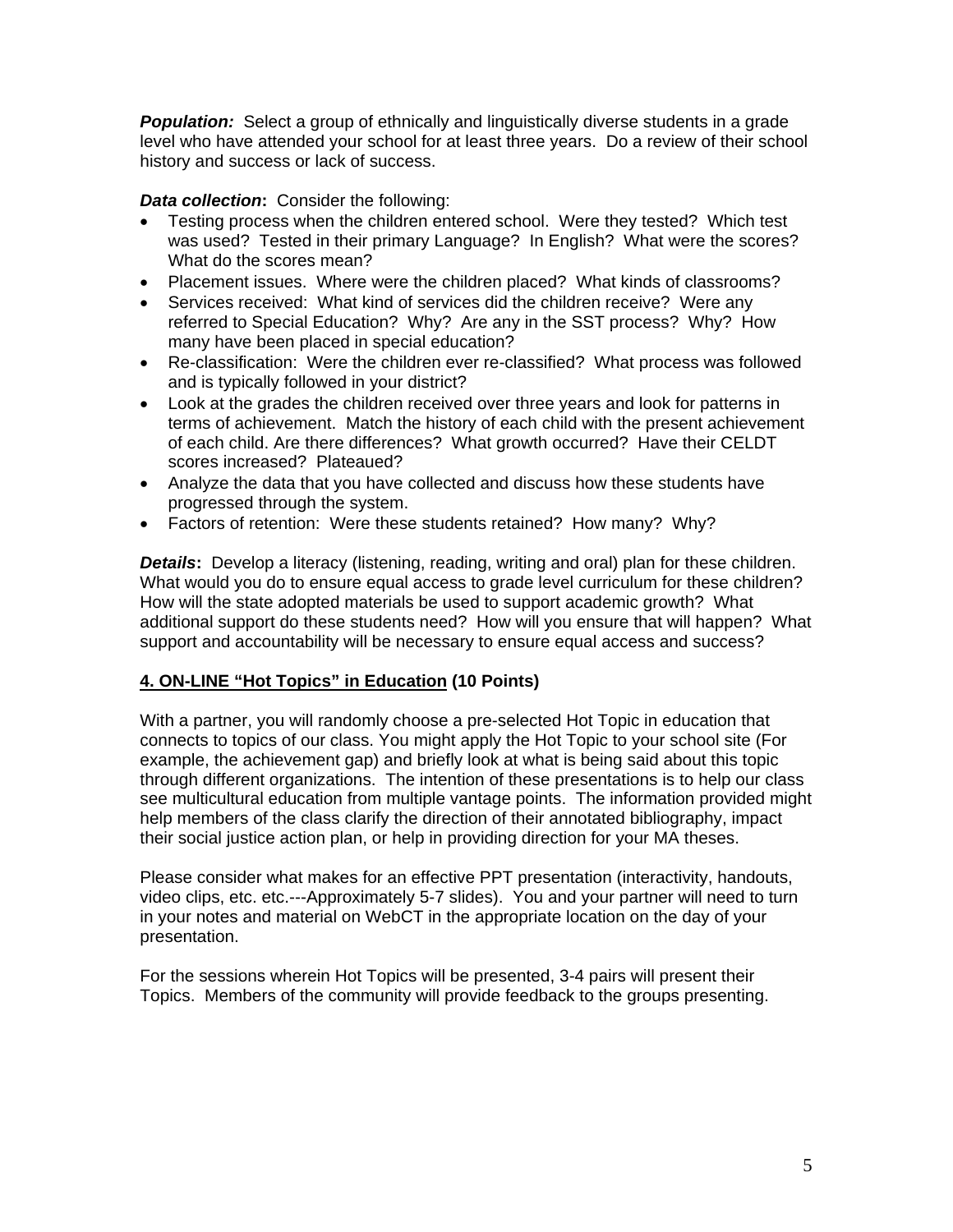***Population:*** Select a group of ethnically and linguistically diverse students in a grade level who have attended your school for at least three years. Do a review of their school history and success or lack of success.

***Data collection*:** Consider the following:

- Testing process when the children entered school. Were they tested? Which test was used? Tested in their primary Language? In English? What were the scores? What do the scores mean?
- Placement issues. Where were the children placed? What kinds of classrooms?
- Services received: What kind of services did the children receive? Were any referred to Special Education? Why? Are any in the SST process? Why? How many have been placed in special education?
- Re-classification: Were the children ever re-classified? What process was followed and is typically followed in your district?
- Look at the grades the children received over three years and look for patterns in terms of achievement. Match the history of each child with the present achievement of each child. Are there differences? What growth occurred? Have their CELDT scores increased? Plateaued?
- Analyze the data that you have collected and discuss how these students have progressed through the system.
- Factors of retention: Were these students retained? How many? Why?

***Details*:** Develop a literacy (listening, reading, writing and oral) plan for these children. What would you do to ensure equal access to grade level curriculum for these children? How will the state adopted materials be used to support academic growth? What additional support do these students need? How will you ensure that will happen? What support and accountability will be necessary to ensure equal access and success?

## 4. ON-LINE "Hot Topics" in Education (10 Points)

With a partner, you will randomly choose a pre-selected Hot Topic in education that connects to topics of our class. You might apply the Hot Topic to your school site (For example, the achievement gap) and briefly look at what is being said about this topic through different organizations. The intention of these presentations is to help our class see multicultural education from multiple vantage points. The information provided might help members of the class clarify the direction of their annotated bibliography, impact their social justice action plan, or help in providing direction for your MA theses.

Please consider what makes for an effective PPT presentation (interactivity, handouts, video clips, etc. etc.---Approximately 5-7 slides). You and your partner will need to turn in your notes and material on WebCT in the appropriate location on the day of your presentation.

For the sessions wherein Hot Topics will be presented, 3-4 pairs will present their Topics. Members of the community will provide feedback to the groups presenting.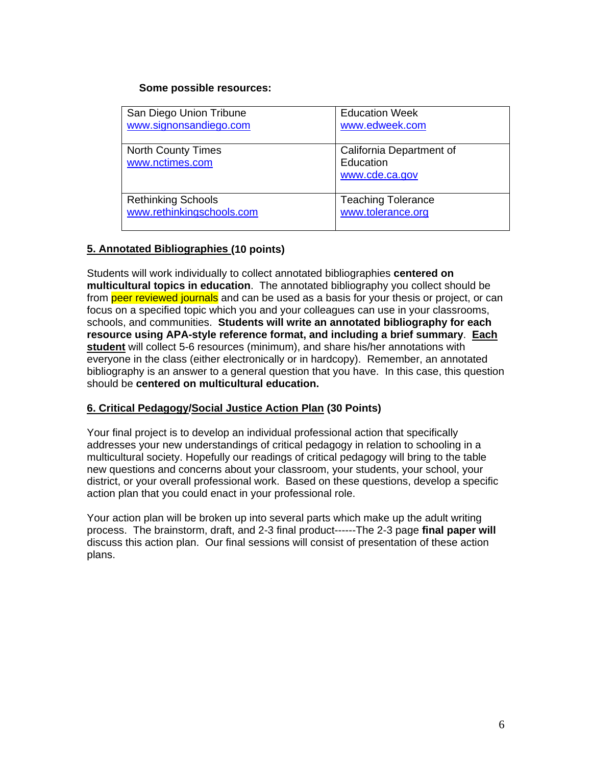**Some possible resources:**

| | |
|---|---|
| San Diego Union Tribune www.signonsandiego.com | Education Week www.edweek.com |
| North County Times www.nctimes.com | California Department of Education www.cde.ca.gov |
| Rethinking Schools www.rethinkingschools.com | Teaching Tolerance www.tolerance.org |

**5. Annotated Bibliographies (10 points)**

Students will work individually to collect annotated bibliographies **centered on multicultural topics in education**. The annotated bibliography you collect should be from peer reviewed journals and can be used as a basis for your thesis or project, or can focus on a specified topic which you and your colleagues can use in your classrooms, schools, and communities. **Students will write an annotated bibliography for each resource using APA-style reference format, and including a brief summary**. **Each student** will collect 5-6 resources (minimum), and share his/her annotations with everyone in the class (either electronically or in hardcopy). Remember, an annotated bibliography is an answer to a general question that you have. In this case, this question should be **centered on multicultural education.**

**6. Critical Pedagogy/Social Justice Action Plan (30 Points)**

Your final project is to develop an individual professional action that specifically addresses your new understandings of critical pedagogy in relation to schooling in a multicultural society. Hopefully our readings of critical pedagogy will bring to the table new questions and concerns about your classroom, your students, your school, your district, or your overall professional work. Based on these questions, develop a specific action plan that you could enact in your professional role.

Your action plan will be broken up into several parts which make up the adult writing process. The brainstorm, draft, and 2-3 final product------The 2-3 page **final paper will** discuss this action plan. Our final sessions will consist of presentation of these action plans.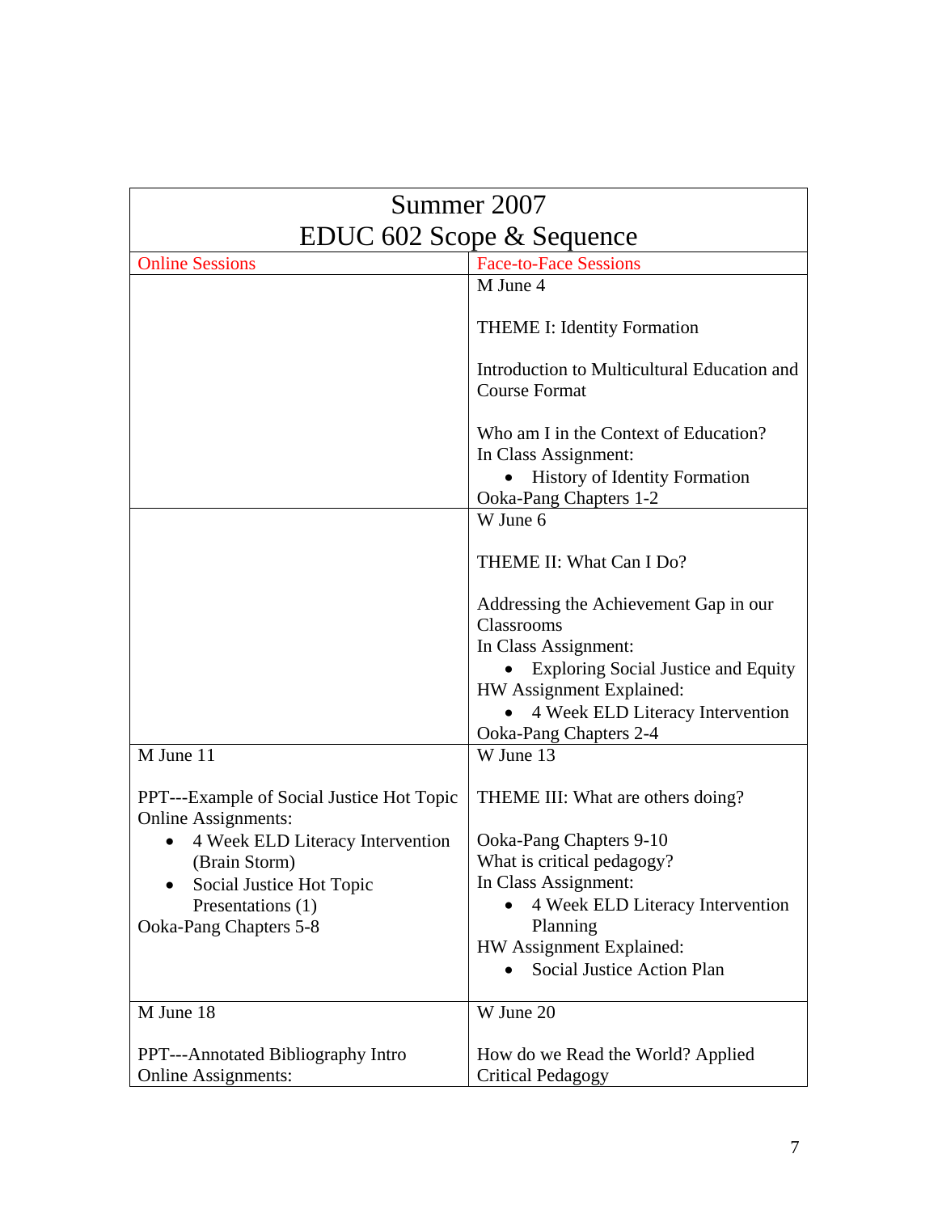# Summer 2007
# EDUC 602 Scope & Sequence

| Online Sessions | Face-to-Face Sessions |
|---|---|
| | M June 4<br><br>THEME I: Identity Formation<br><br>Introduction to Multicultural Education and Course Format<br><br>Who am I in the Context of Education?<br>In Class Assignment:<br>• History of Identity Formation<br>Ooka-Pang Chapters 1-2 |
| | W June 6<br><br>THEME II: What Can I Do?<br><br>Addressing the Achievement Gap in our Classrooms<br>In Class Assignment:<br>• Exploring Social Justice and Equity<br>HW Assignment Explained:<br>• 4 Week ELD Literacy Intervention<br>Ooka-Pang Chapters 2-4 |
| M June 11<br><br>PPT---Example of Social Justice Hot Topic<br>Online Assignments:<br>• 4 Week ELD Literacy Intervention (Brain Storm)<br>• Social Justice Hot Topic Presentations (1)<br>Ooka-Pang Chapters 5-8 | W June 13<br><br>THEME III: What are others doing?<br><br>Ooka-Pang Chapters 9-10<br>What is critical pedagogy?<br>In Class Assignment:<br>• 4 Week ELD Literacy Intervention Planning<br>HW Assignment Explained:<br>• Social Justice Action Plan |
| M June 18<br><br>PPT---Annotated Bibliography Intro<br>Online Assignments: | W June 20<br><br>How do we Read the World? Applied Critical Pedagogy |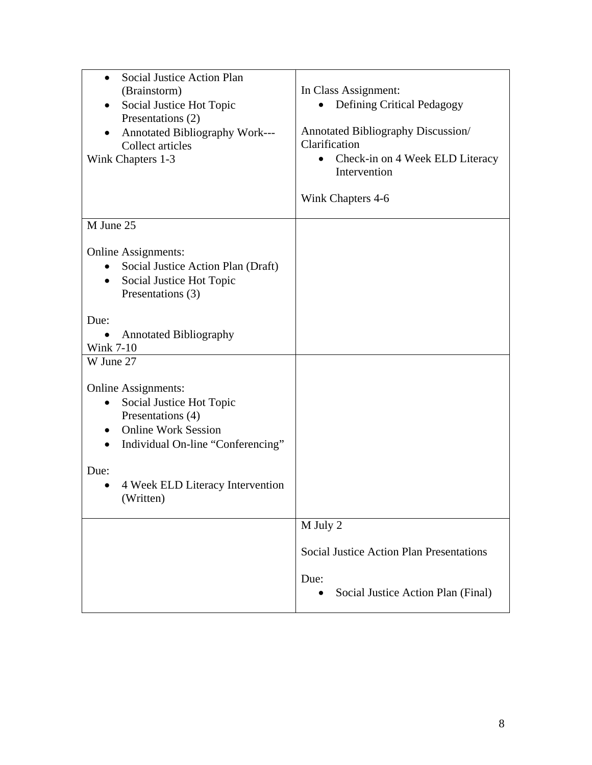| | |
|---|---|
| • Social Justice Action Plan (Brainstorm)<br>• Social Justice Hot Topic Presentations (2)<br>• Annotated Bibliography Work---Collect articles<br>Wink Chapters 1-3 | In Class Assignment:<br>• Defining Critical Pedagogy<br><br>Annotated Bibliography Discussion/ Clarification<br>• Check-in on 4 Week ELD Literacy Intervention<br><br>Wink Chapters 4-6 |
| M June 25<br><br>Online Assignments:<br>• Social Justice Action Plan (Draft)<br>• Social Justice Hot Topic Presentations (3)<br><br>Due:<br>• Annotated Bibliography<br>Wink 7-10 | |
| W June 27<br><br>Online Assignments:<br>• Social Justice Hot Topic Presentations (4)<br>• Online Work Session<br>• Individual On-line "Conferencing"<br><br>Due:<br>• 4 Week ELD Literacy Intervention (Written) | |
| | M July 2<br><br>Social Justice Action Plan Presentations<br><br>Due:<br>• Social Justice Action Plan (Final) |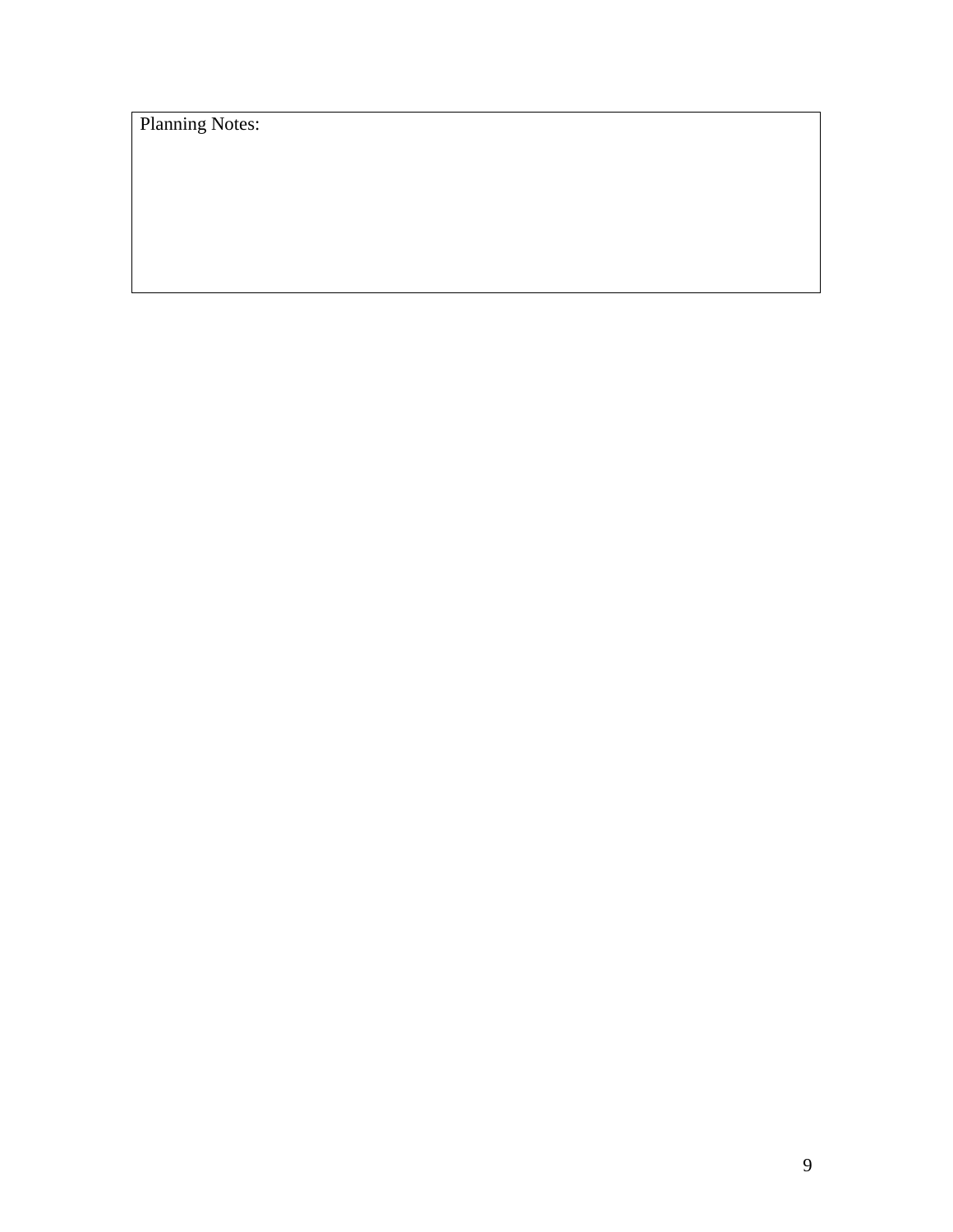Planning Notes: